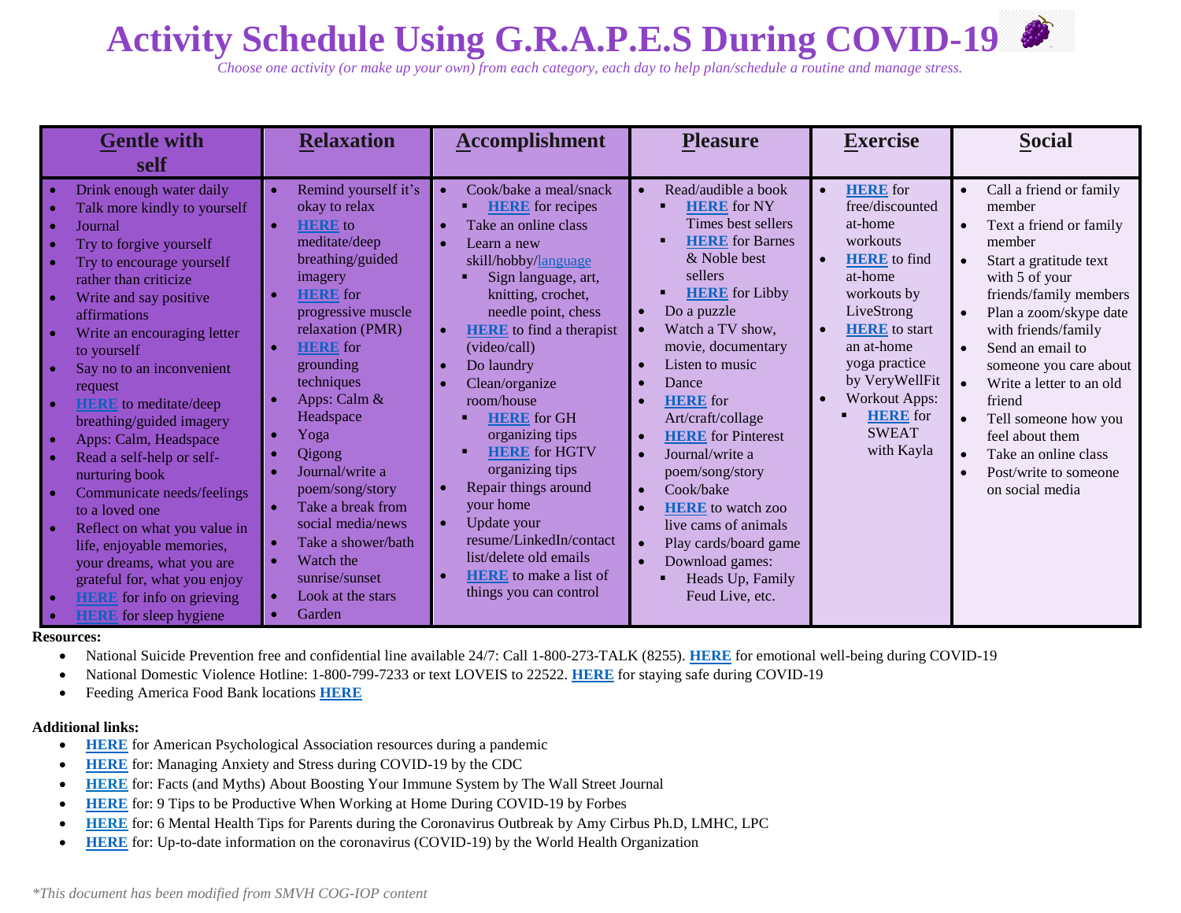# Activity Schedule Using G.R.A.P.E.S During COVID-19

*Choose one activity (or make up your own) from each category, each day to help plan/schedule a routine and manage stress.*

| Gentle with self | Relaxation | Accomplishment | Pleasure | Exercise | Social |
|---|---|---|---|---|---|
| • Drink enough water daily<br>• Talk more kindly to yourself<br>• Journal<br>• Try to forgive yourself<br>• Try to encourage yourself rather than criticize<br>• Write and say positive affirmations<br>• Write an encouraging letter to yourself<br>• Say no to an inconvenient request<br>• **HERE** to meditate/deep breathing/guided imagery<br>• Apps: Calm, Headspace<br>• Read a self-help or self-nurturing book<br>• Communicate needs/feelings to a loved one<br>• Reflect on what you value in life, enjoyable memories, your dreams, what you are grateful for, what you enjoy<br>• **HERE** for info on grieving<br>• **HERE** for sleep hygiene | • Remind yourself it's okay to relax<br>• **HERE** to meditate/deep breathing/guided imagery<br>• **HERE** for progressive muscle relaxation (PMR)<br>• **HERE** for grounding techniques<br>• Apps: Calm & Headspace<br>• Yoga<br>• Qigong<br>• Journal/write a poem/song/story<br>• Take a break from social media/news<br>• Take a shower/bath<br>• Watch the sunrise/sunset<br>• Look at the stars<br>• Garden | • Cook/bake a meal/snack<br>  ▪ **HERE** for recipes<br>• Take an online class<br>• Learn a new skill/hobby/language<br>  ▪ Sign language, art, knitting, crochet, needle point, chess<br>• **HERE** to find a therapist (video/call)<br>• Do laundry<br>• Clean/organize room/house<br>  ▪ **HERE** for GH organizing tips<br>  ▪ **HERE** for HGTV organizing tips<br>• Repair things around your home<br>• Update your resume/LinkedIn/contact list/delete old emails<br>• **HERE** to make a list of things you can control | • Read/audible a book<br>  ▪ **HERE** for NY Times best sellers<br>  ▪ **HERE** for Barnes & Noble best sellers<br>  ▪ **HERE** for Libby<br>• Do a puzzle<br>• Watch a TV show, movie, documentary<br>• Listen to music<br>• Dance<br>• **HERE** for Art/craft/collage<br>• **HERE** for Pinterest<br>• Journal/write a poem/song/story<br>• Cook/bake<br>• **HERE** to watch zoo live cams of animals<br>• Play cards/board game<br>• Download games:<br>  ▪ Heads Up, Family Feud Live, etc. | • **HERE** for free/discounted at-home workouts<br>• **HERE** to find at-home workouts by LiveStrong<br>• **HERE** to start an at-home yoga practice by VeryWellFit<br>• Workout Apps:<br>  ▪ **HERE** for SWEAT with Kayla | • Call a friend or family member<br>• Text a friend or family member<br>• Start a gratitude text with 5 of your friends/family members<br>• Plan a zoom/skype date with friends/family<br>• Send an email to someone you care about<br>• Write a letter to an old friend<br>• Tell someone how you feel about them<br>• Take an online class<br>• Post/write to someone on social media |

**Resources:**

- National Suicide Prevention free and confidential line available 24/7: Call 1-800-273-TALK (8255). **HERE** for emotional well-being during COVID-19
- National Domestic Violence Hotline: 1-800-799-7233 or text LOVEIS to 22522. **HERE** for staying safe during COVID-19
- Feeding America Food Bank locations **HERE**

**Additional links:**

- **HERE** for American Psychological Association resources during a pandemic
- **HERE** for: Managing Anxiety and Stress during COVID-19 by the CDC
- **HERE** for: Facts (and Myths) About Boosting Your Immune System by The Wall Street Journal
- **HERE** for: 9 Tips to be Productive When Working at Home During COVID-19 by Forbes
- **HERE** for: 6 Mental Health Tips for Parents during the Coronavirus Outbreak by Amy Cirbus Ph.D, LMHC, LPC
- **HERE** for: Up-to-date information on the coronavirus (COVID-19) by the World Health Organization

*\*This document has been modified from SMVH COG-IOP content*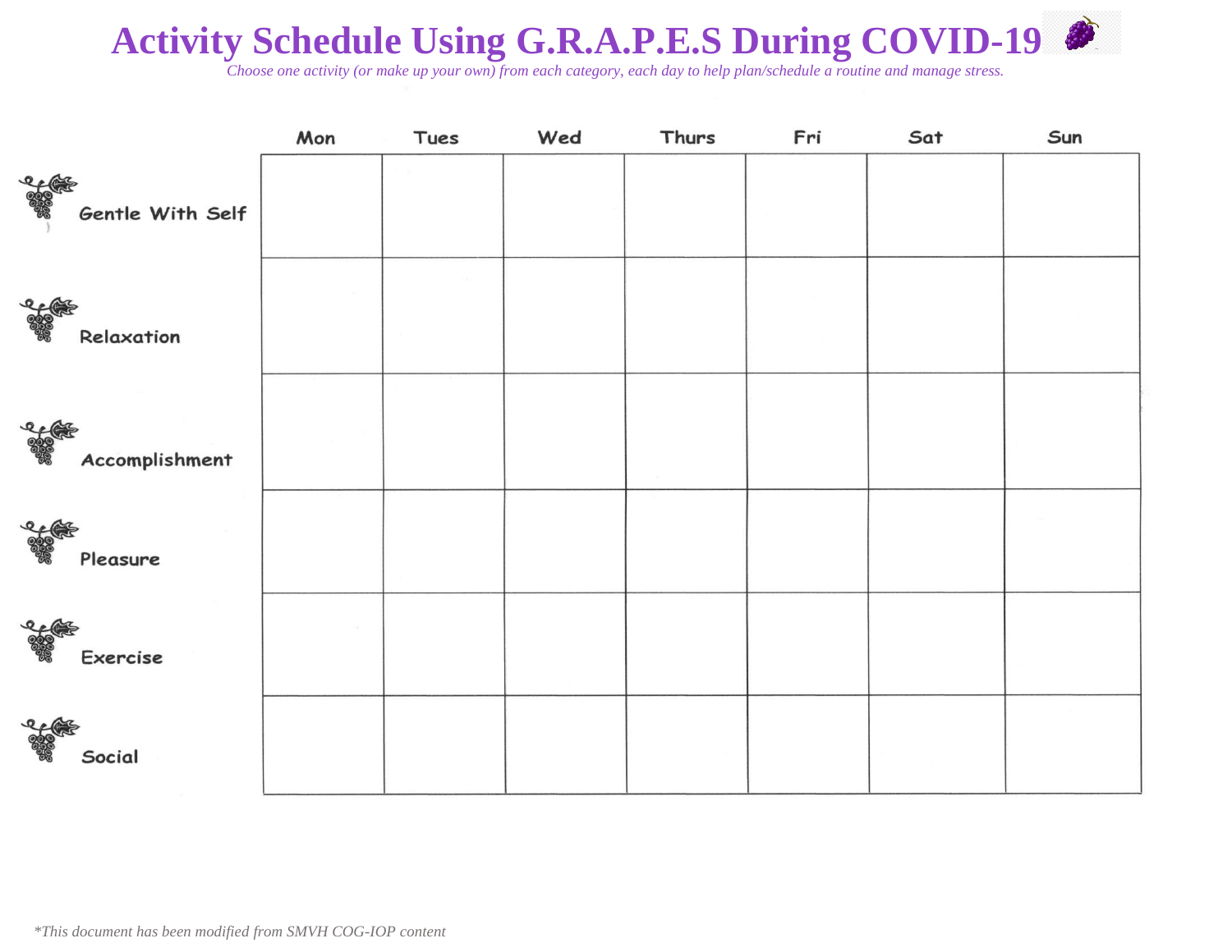# Activity Schedule Using G.R.A.P.E.S During COVID-19

*Choose one activity (or make up your own) from each category, each day to help plan/schedule a routine and manage stress.*

| | Mon | Tues | Wed | Thurs | Fri | Sat | Sun |
|---|---|---|---|---|---|---|---|
| Gentle With Self | | | | | | | |
| Relaxation | | | | | | | |
| Accomplishment | | | | | | | |
| Pleasure | | | | | | | |
| Exercise | | | | | | | |
| Social | | | | | | | |

*This document has been modified from SMVH COG-IOP content*